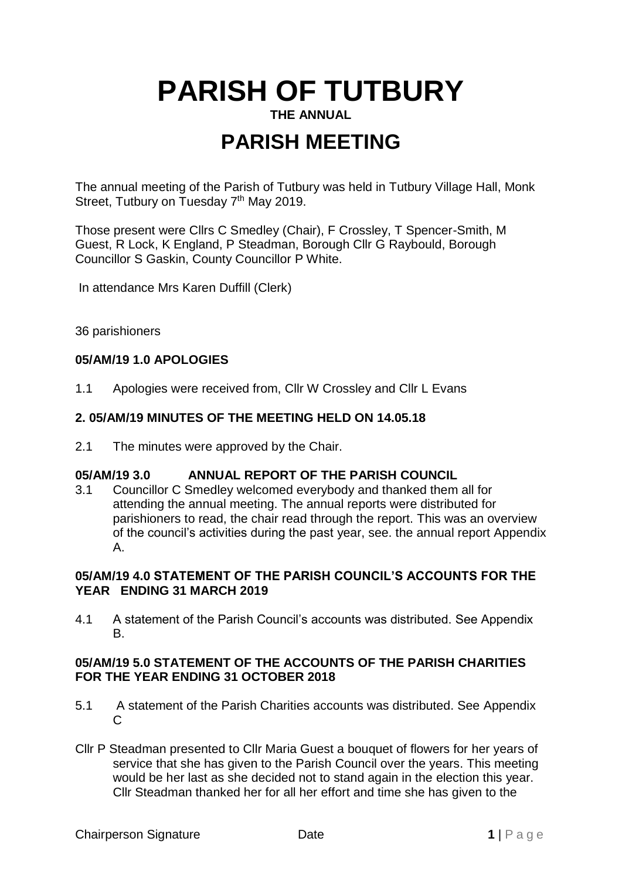# PARISH OF TUTBURY

**THE ANNUAL**

# PARISH MEETING

The annual meeting of the Parish of Tutbury was held in Tutbury Village Hall, Monk Street, Tutbury on Tuesday 7th May 2019.

Those present were Cllrs C Smedley (Chair), F Crossley, T Spencer-Smith, M Guest, R Lock, K England, P Steadman, Borough Cllr G Raybould, Borough Councillor S Gaskin, County Councillor P White.

In attendance Mrs Karen Duffill (Clerk)

36 parishioners

### 05/AM/19 1.0 APOLOGIES

1.1 Apologies were received from, Cllr W Crossley and Cllr L Evans

### 2. 05/AM/19 MINUTES OF THE MEETING HELD ON 14.05.18

2.1 The minutes were approved by the Chair.

### 05/AM/19 3.0 ANNUAL REPORT OF THE PARISH COUNCIL

3.1 Councillor C Smedley welcomed everybody and thanked them all for attending the annual meeting. The annual reports were distributed for parishioners to read, the chair read through the report. This was an overview of the council's activities during the past year, see. the annual report Appendix A.

### 05/AM/19 4.0 STATEMENT OF THE PARISH COUNCIL'S ACCOUNTS FOR THE YEAR ENDING 31 MARCH 2019

4.1 A statement of the Parish Council's accounts was distributed. See Appendix B.

### 05/AM/19 5.0 STATEMENT OF THE ACCOUNTS OF THE PARISH CHARITIES FOR THE YEAR ENDING 31 OCTOBER 2018

5.1 A statement of the Parish Charities accounts was distributed. See Appendix C

Cllr P Steadman presented to Cllr Maria Guest a bouquet of flowers for her years of service that she has given to the Parish Council over the years. This meeting would be her last as she decided not to stand again in the election this year. Cllr Steadman thanked her for all her effort and time she has given to the

Chairperson Signature Date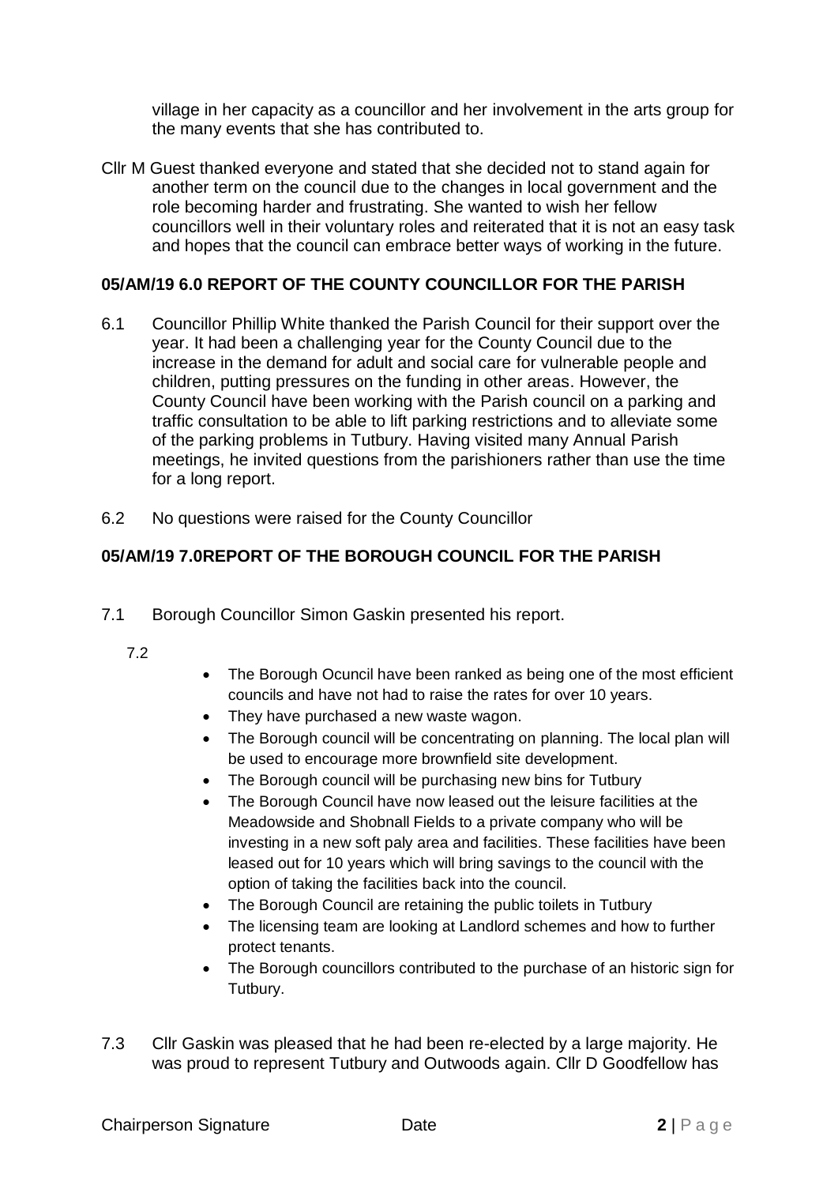village in her capacity as a councillor and her involvement in the arts group for the many events that she has contributed to.

Cllr M Guest thanked everyone and stated that she decided not to stand again for another term on the council due to the changes in local government and the role becoming harder and frustrating. She wanted to wish her fellow councillors well in their voluntary roles and reiterated that it is not an easy task and hopes that the council can embrace better ways of working in the future.

**05/AM/19 6.0 REPORT OF THE COUNTY COUNCILLOR FOR THE PARISH**

6.1 Councillor Phillip White thanked the Parish Council for their support over the year. It had been a challenging year for the County Council due to the increase in the demand for adult and social care for vulnerable people and children, putting pressures on the funding in other areas. However, the County Council have been working with the Parish council on a parking and traffic consultation to be able to lift parking restrictions and to alleviate some of the parking problems in Tutbury. Having visited many Annual Parish meetings, he invited questions from the parishioners rather than use the time for a long report.

6.2 No questions were raised for the County Councillor

**05/AM/19 7.0REPORT OF THE BOROUGH COUNCIL FOR THE PARISH**

7.1 Borough Councillor Simon Gaskin presented his report.

7.2

- The Borough Ocuncil have been ranked as being one of the most efficient councils and have not had to raise the rates for over 10 years.
- They have purchased a new waste wagon.
- The Borough council will be concentrating on planning. The local plan will be used to encourage more brownfield site development.
- The Borough council will be purchasing new bins for Tutbury
- The Borough Council have now leased out the leisure facilities at the Meadowside and Shobnall Fields to a private company who will be investing in a new soft paly area and facilities. These facilities have been leased out for 10 years which will bring savings to the council with the option of taking the facilities back into the council.
- The Borough Council are retaining the public toilets in Tutbury
- The licensing team are looking at Landlord schemes and how to further protect tenants.
- The Borough councillors contributed to the purchase of an historic sign for Tutbury.

7.3 Cllr Gaskin was pleased that he had been re-elected by a large majority. He was proud to represent Tutbury and Outwoods again. Cllr D Goodfellow has

Chairperson Signature Date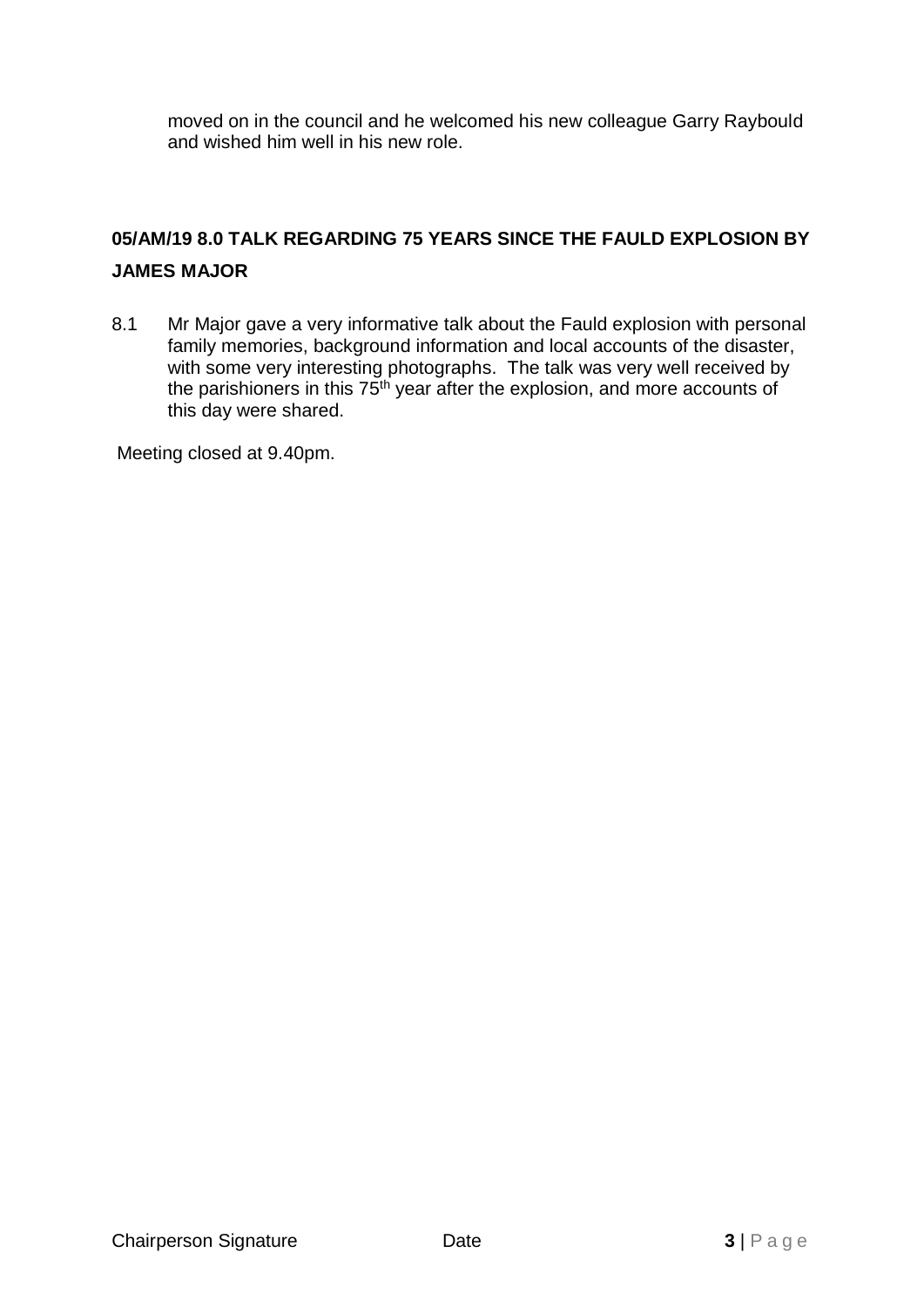moved on in the council and he welcomed his new colleague Garry Raybould and wished him well in his new role.

## 05/AM/19 8.0 TALK REGARDING 75 YEARS SINCE THE FAULD EXPLOSION BY JAMES MAJOR

8.1 Mr Major gave a very informative talk about the Fauld explosion with personal family memories, background information and local accounts of the disaster, with some very interesting photographs. The talk was very well received by the parishioners in this 75th year after the explosion, and more accounts of this day were shared.

Meeting closed at 9.40pm.

Chairperson Signature          Date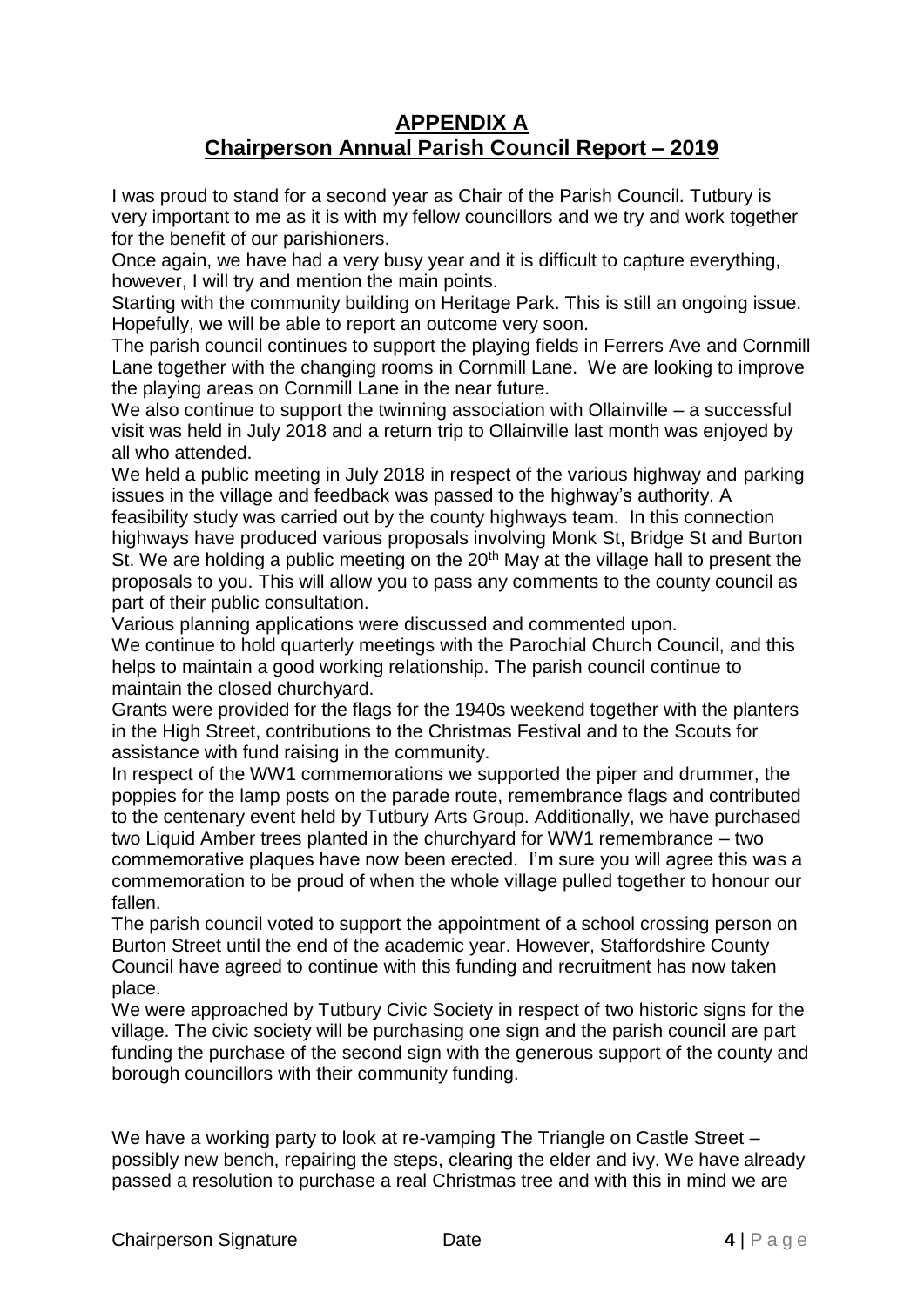# APPENDIX A

# Chairperson Annual Parish Council Report – 2019

I was proud to stand for a second year as Chair of the Parish Council. Tutbury is very important to me as it is with my fellow councillors and we try and work together for the benefit of our parishioners.

Once again, we have had a very busy year and it is difficult to capture everything, however, I will try and mention the main points.

Starting with the community building on Heritage Park. This is still an ongoing issue. Hopefully, we will be able to report an outcome very soon.

The parish council continues to support the playing fields in Ferrers Ave and Cornmill Lane together with the changing rooms in Cornmill Lane. We are looking to improve the playing areas on Cornmill Lane in the near future.

We also continue to support the twinning association with Ollainville – a successful visit was held in July 2018 and a return trip to Ollainville last month was enjoyed by all who attended.

We held a public meeting in July 2018 in respect of the various highway and parking issues in the village and feedback was passed to the highway's authority. A feasibility study was carried out by the county highways team. In this connection highways have produced various proposals involving Monk St, Bridge St and Burton St. We are holding a public meeting on the 20th May at the village hall to present the proposals to you. This will allow you to pass any comments to the county council as part of their public consultation.

Various planning applications were discussed and commented upon.

We continue to hold quarterly meetings with the Parochial Church Council, and this helps to maintain a good working relationship. The parish council continue to maintain the closed churchyard.

Grants were provided for the flags for the 1940s weekend together with the planters in the High Street, contributions to the Christmas Festival and to the Scouts for assistance with fund raising in the community.

In respect of the WW1 commemorations we supported the piper and drummer, the poppies for the lamp posts on the parade route, remembrance flags and contributed to the centenary event held by Tutbury Arts Group. Additionally, we have purchased two Liquid Amber trees planted in the churchyard for WW1 remembrance – two commemorative plaques have now been erected. I'm sure you will agree this was a commemoration to be proud of when the whole village pulled together to honour our fallen.

The parish council voted to support the appointment of a school crossing person on Burton Street until the end of the academic year. However, Staffordshire County Council have agreed to continue with this funding and recruitment has now taken place.

We were approached by Tutbury Civic Society in respect of two historic signs for the village. The civic society will be purchasing one sign and the parish council are part funding the purchase of the second sign with the generous support of the county and borough councillors with their community funding.

We have a working party to look at re-vamping The Triangle on Castle Street – possibly new bench, repairing the steps, clearing the elder and ivy. We have already passed a resolution to purchase a real Christmas tree and with this in mind we are

Chairperson Signature Date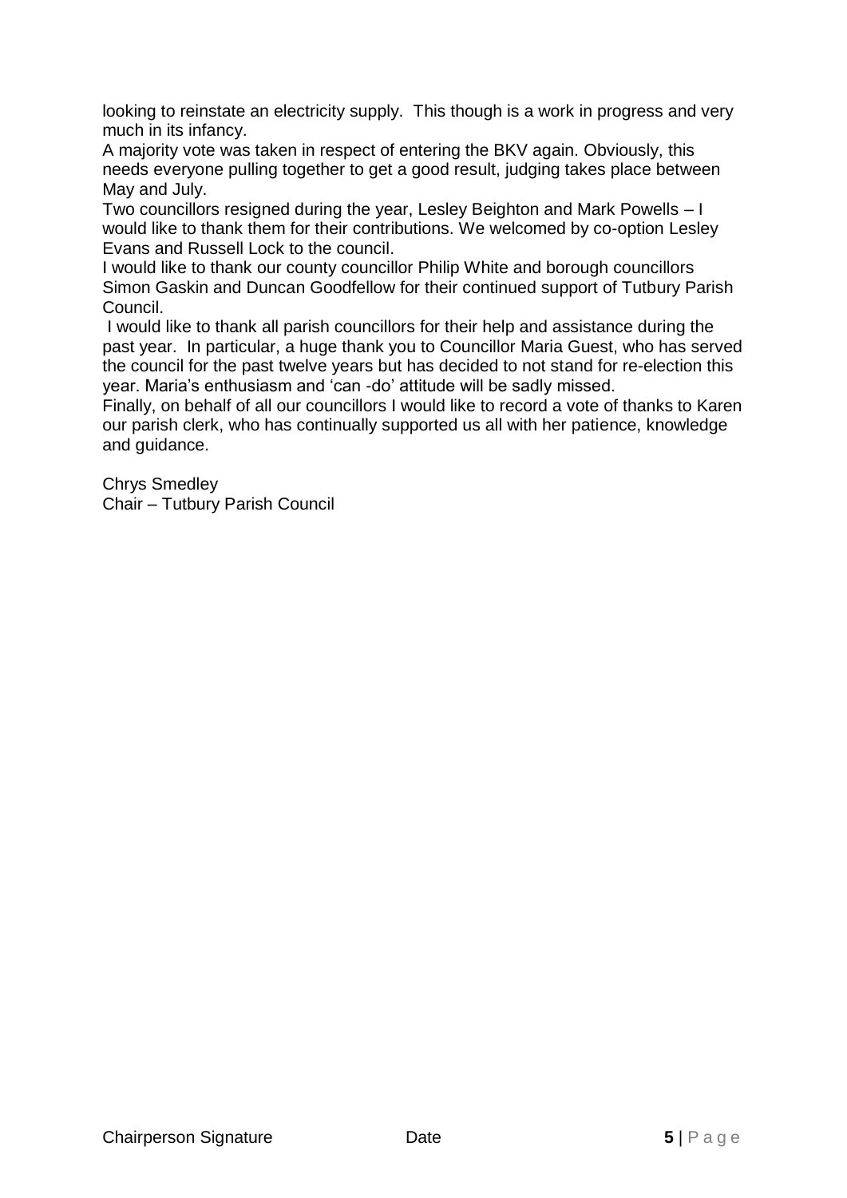looking to reinstate an electricity supply. This though is a work in progress and very much in its infancy.

A majority vote was taken in respect of entering the BKV again. Obviously, this needs everyone pulling together to get a good result, judging takes place between May and July.

Two councillors resigned during the year, Lesley Beighton and Mark Powells – I would like to thank them for their contributions. We welcomed by co-option Lesley Evans and Russell Lock to the council.

I would like to thank our county councillor Philip White and borough councillors Simon Gaskin and Duncan Goodfellow for their continued support of Tutbury Parish Council.

I would like to thank all parish councillors for their help and assistance during the past year. In particular, a huge thank you to Councillor Maria Guest, who has served the council for the past twelve years but has decided to not stand for re-election this year. Maria's enthusiasm and 'can -do' attitude will be sadly missed.

Finally, on behalf of all our councillors I would like to record a vote of thanks to Karen our parish clerk, who has continually supported us all with her patience, knowledge and guidance.

Chrys Smedley
Chair – Tutbury Parish Council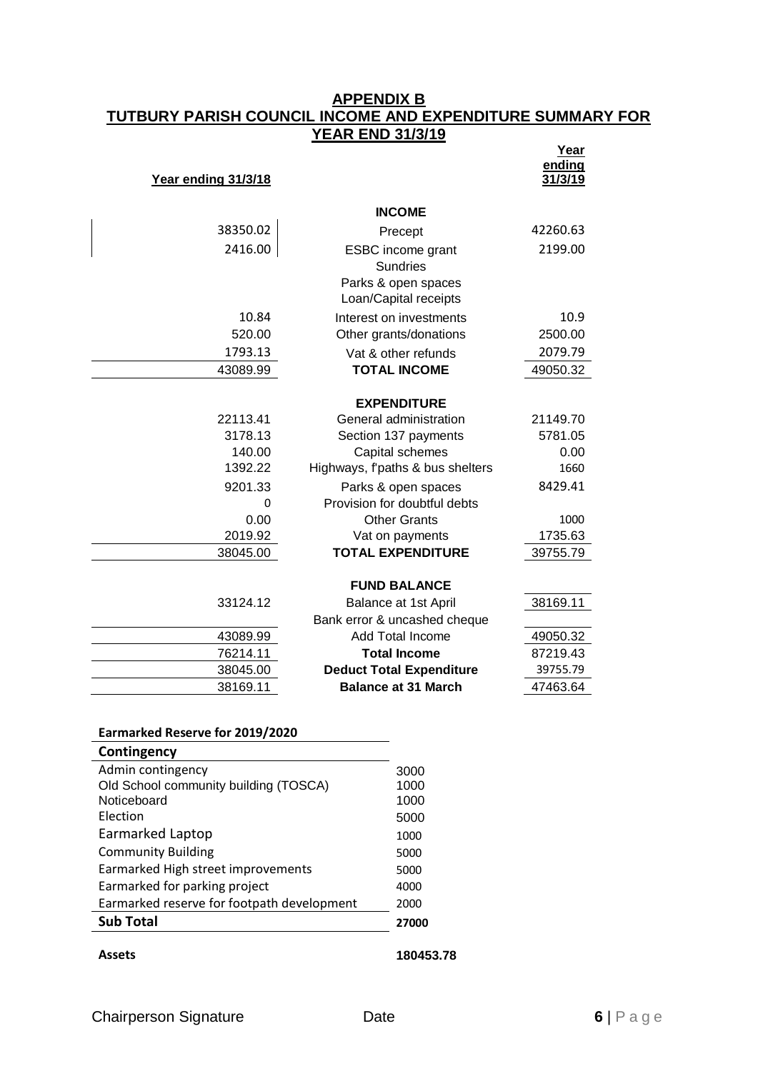## APPENDIX B

## TUTBURY PARISH COUNCIL INCOME AND EXPENDITURE SUMMARY FOR YEAR END 31/3/19

| Year ending 31/3/18 | | Year ending 31/3/19 |
|---|---|---|
| | **INCOME** | |
| 38350.02 | Precept | 42260.63 |
| 2416.00 | ESBC income grant | 2199.00 |
| | Sundries | |
| | Parks & open spaces | |
| | Loan/Capital receipts | |
| 10.84 | Interest on investments | 10.9 |
| 520.00 | Other grants/donations | 2500.00 |
| 1793.13 | Vat & other refunds | 2079.79 |
| 43089.99 | **TOTAL INCOME** | 49050.32 |
| | **EXPENDITURE** | |
| 22113.41 | General administration | 21149.70 |
| 3178.13 | Section 137 payments | 5781.05 |
| 140.00 | Capital schemes | 0.00 |
| 1392.22 | Highways, f'paths & bus shelters | 1660 |
| 9201.33 | Parks & open spaces | 8429.41 |
| 0 | Provision for doubtful debts | |
| 0.00 | Other Grants | 1000 |
| 2019.92 | Vat on payments | 1735.63 |
| 38045.00 | **TOTAL EXPENDITURE** | 39755.79 |
| | **FUND BALANCE** | |
| 33124.12 | Balance at 1st April | 38169.11 |
| | Bank error & uncashed cheque | |
| 43089.99 | Add Total Income | 49050.32 |
| 76214.11 | **Total Income** | 87219.43 |
| 38045.00 | **Deduct Total Expenditure** | 39755.79 |
| 38169.11 | **Balance at 31 March** | 47463.64 |

**Earmarked Reserve for 2019/2020**

| **Contingency** | |
|---|---|
| Admin contingency | 3000 |
| Old School community building (TOSCA) | 1000 |
| Noticeboard | 1000 |
| Election | 5000 |
| Earmarked Laptop | 1000 |
| Community Building | 5000 |
| Earmarked High street improvements | 5000 |
| Earmarked for parking project | 4000 |
| Earmarked reserve for footpath development | 2000 |
| **Sub Total** | **27000** |

**Assets** **180453.78**

Chairperson Signature Date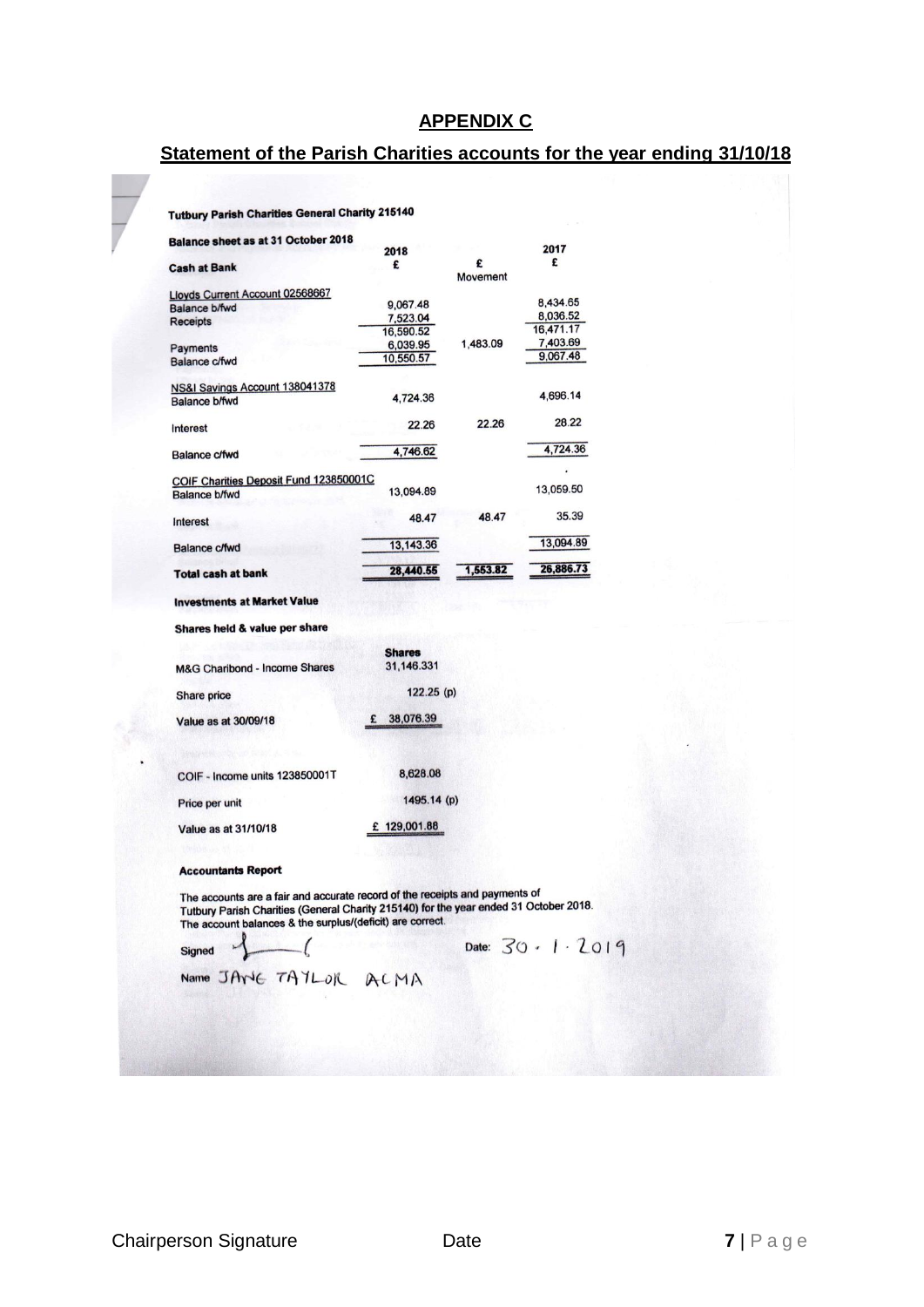**APPENDIX C**

**Statement of the Parish Charities accounts for the year ending 31/10/18**

**Tutbury Parish Charities General Charity 215140**

**Balance sheet as at 31 October 2018**

| **Cash at Bank** | **2018 £** | **£ Movement** | **2017 £** |
|---|---|---|---|
| Lloyds Current Account 02568667 | | | |
| Balance b/fwd | 9,067.48 | | 8,434.65 |
| Receipts | 7,523.04 | | 8,036.52 |
| | 16,590.52 | | 16,471.17 |
| Payments | 6,039.95 | 1,483.09 | 7,403.69 |
| Balance c/fwd | 10,550.57 | | 9,067.48 |
| NS&I Savings Account 138041378 | | | |
| Balance b/fwd | 4,724.36 | | 4,696.14 |
| Interest | 22.26 | 22.26 | 28.22 |
| Balance c/fwd | 4,746.62 | | 4,724.36 |
| COIF Charities Deposit Fund 123850001C | | | |
| Balance b/fwd | 13,094.89 | | 13,059.50 |
| Interest | 48.47 | 48.47 | 35.39 |
| Balance c/fwd | 13,143.36 | | 13,094.89 |
| **Total cash at bank** | **28,440.55** | **1,553.82** | **26,886.73** |

**Investments at Market Value**

**Shares held & value per share**

| | **Shares** |
|---|---|
| M&G Charibond - Income Shares | 31,146.331 |
| Share price | 122.25 (p) |
| Value as at 30/09/18 | £ 38,076.39 |
| | |
| COIF - Income units 123850001T | 8,628.08 |
| Price per unit | 1495.14 (p) |
| Value as at 31/10/18 | £ 129,001.88 |

**Accountants Report**

The accounts are a fair and accurate record of the receipts and payments of Tutbury Parish Charities (General Charity 215140) for the year ended 31 October 2018. The account balances & the surplus/(deficit) are correct.

Signed [signature] Date: 30 · 1 · 2019

Name JANE TAYLOR ACMA

Chairperson Signature Date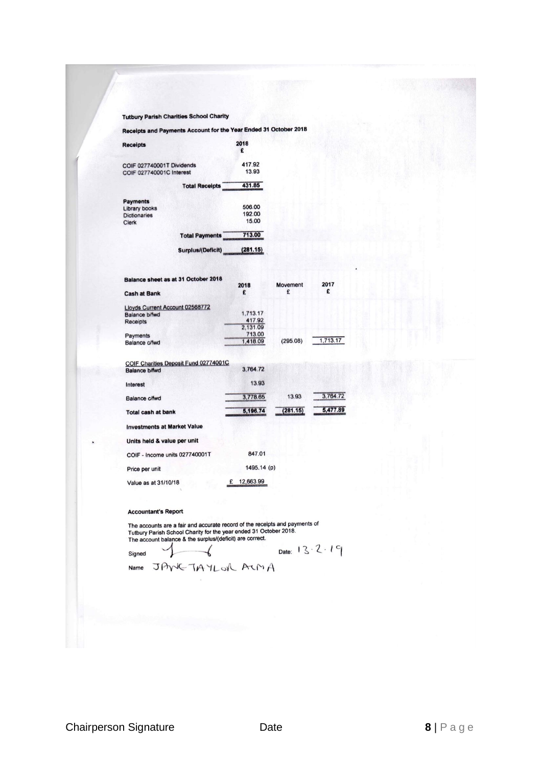**Tutbury Parish Charities School Charity**

**Receipts and Payments Account for the Year Ended 31 October 2018**

| Receipts | 2018 £ |
|---|---|
| COIF 027740001T Dividends | 417.92 |
| COIF 027740001C Interest | 13.93 |
| **Total Receipts** | 431.85 |
| **Payments** | |
| Library books | 506.00 |
| Dictionaries | 192.00 |
| Clerk | 15.00 |
| **Total Payments** | 713.00 |
| **Surplus/(Deficit)** | (281.15) |

**Balance sheet as at 31 October 2018**

| Cash at Bank | 2018 £ | Movement £ | 2017 £ |
|---|---|---|---|
| Lloyds Current Account 02568772 | | | |
| Balance b/fwd | 1,713.17 | | |
| Receipts | 417.92 | | |
| | 2,131.09 | | |
| Payments | 713.00 | | |
| Balance c/fwd | 1,418.09 | (295.08) | 1,713.17 |
| COIF Charities Deposit Fund 02774001C | | | |
| Balance b/fwd | 3,764.72 | | |
| Interest | 13.93 | | |
| Balance c/fwd | 3,778.65 | 13.93 | 3,764.72 |
| **Total cash at bank** | 5,196.74 | (281.15) | 5,477.89 |

**Investments at Market Value**

**Units held & value per unit**

| | |
|---|---|
| COIF - Income units 027740001T | 847.01 |
| Price per unit | 1495.14 (p) |
| Value as at 31/10/18 | £ 12,663.99 |

**Accountant's Report**

The accounts are a fair and accurate record of the receipts and payments of Tutbury Parish School Charity for the year ended 31 October 2018.
The account balance & the surplus/(deficit) are correct.

Signed [signature] Date: 13.2.19

Name JANE TAYLOR ACMA

Chairperson Signature Date